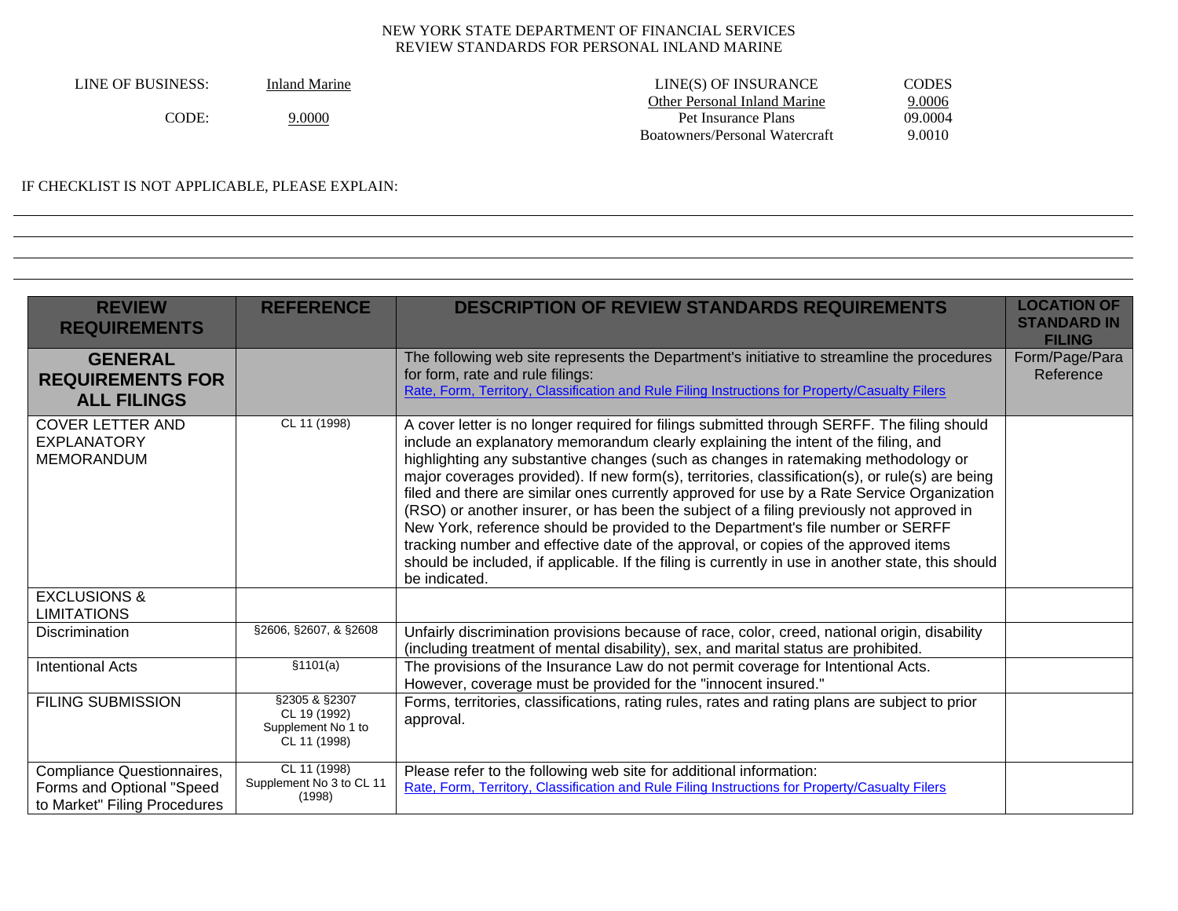NEW YORK STATE DEPARTMENT OF FINANCIAL SERVICES
REVIEW STANDARDS FOR PERSONAL INLAND MARINE

| LINE OF BUSINESS: | Inland Marine | LINE(S) OF INSURANCE | CODES |
|---|---|---|---|
| | | Other Personal Inland Marine | 9.0006 |
| CODE: | 9.0000 | Pet Insurance Plans | 09.0004 |
| | | Boatowners/Personal Watercraft | 9.0010 |

IF CHECKLIST IS NOT APPLICABLE, PLEASE EXPLAIN:

| REVIEW REQUIREMENTS | REFERENCE | DESCRIPTION OF REVIEW STANDARDS REQUIREMENTS | LOCATION OF STANDARD IN FILING |
|---|---|---|---|
| **GENERAL REQUIREMENTS FOR ALL FILINGS** | | The following web site represents the Department's initiative to streamline the procedures for form, rate and rule filings: Rate, Form, Territory, Classification and Rule Filing Instructions for Property/Casualty Filers | Form/Page/Para Reference |
| COVER LETTER AND EXPLANATORY MEMORANDUM | CL 11 (1998) | A cover letter is no longer required for filings submitted through SERFF. The filing should include an explanatory memorandum clearly explaining the intent of the filing, and highlighting any substantive changes (such as changes in ratemaking methodology or major coverages provided). If new form(s), territories, classification(s), or rule(s) are being filed and there are similar ones currently approved for use by a Rate Service Organization (RSO) or another insurer, or has been the subject of a filing previously not approved in New York, reference should be provided to the Department's file number or SERFF tracking number and effective date of the approval, or copies of the approved items should be included, if applicable. If the filing is currently in use in another state, this should be indicated. | |
| EXCLUSIONS & LIMITATIONS | | | |
| Discrimination | §2606, §2607, & §2608 | Unfairly discrimination provisions because of race, color, creed, national origin, disability (including treatment of mental disability), sex, and marital status are prohibited. | |
| Intentional Acts | §1101(a) | The provisions of the Insurance Law do not permit coverage for Intentional Acts. However, coverage must be provided for the "innocent insured." | |
| FILING SUBMISSION | §2305 & §2307 CL 19 (1992) Supplement No 1 to CL 11 (1998) | Forms, territories, classifications, rating rules, rates and rating plans are subject to prior approval. | |
| Compliance Questionnaires, Forms and Optional "Speed to Market" Filing Procedures | CL 11 (1998) Supplement No 3 to CL 11 (1998) | Please refer to the following web site for additional information: Rate, Form, Territory, Classification and Rule Filing Instructions for Property/Casualty Filers | |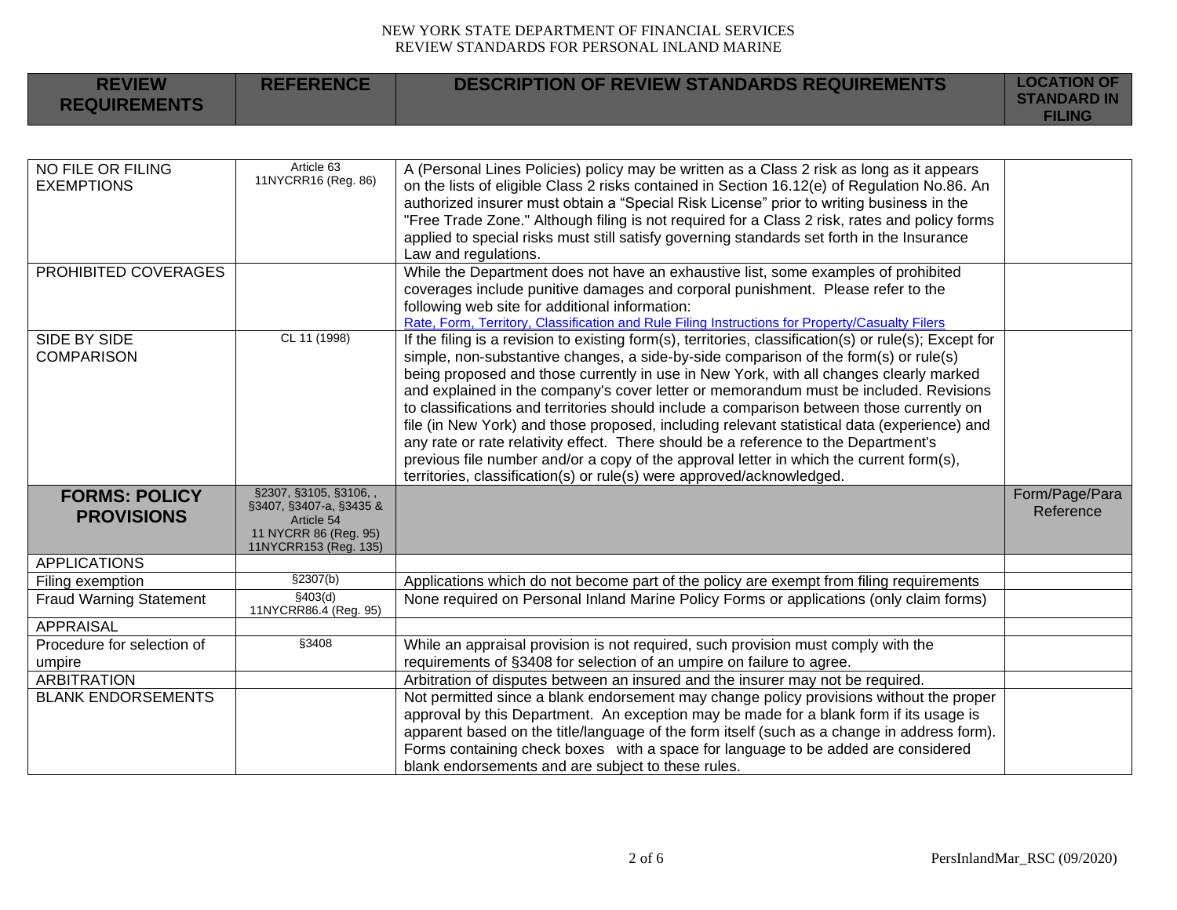NEW YORK STATE DEPARTMENT OF FINANCIAL SERVICES
REVIEW STANDARDS FOR PERSONAL INLAND MARINE

| REVIEW REQUIREMENTS | REFERENCE | DESCRIPTION OF REVIEW STANDARDS REQUIREMENTS | LOCATION OF STANDARD IN FILING |
|---|---|---|---|
| NO FILE OR FILING EXEMPTIONS | Article 63<br>11NYCRR16 (Reg. 86) | A (Personal Lines Policies) policy may be written as a Class 2 risk as long as it appears on the lists of eligible Class 2 risks contained in Section 16.12(e) of Regulation No.86. An authorized insurer must obtain a "Special Risk License" prior to writing business in the "Free Trade Zone." Although filing is not required for a Class 2 risk, rates and policy forms applied to special risks must still satisfy governing standards set forth in the Insurance Law and regulations. | |
| PROHIBITED COVERAGES | | While the Department does not have an exhaustive list, some examples of prohibited coverages include punitive damages and corporal punishment. Please refer to the following web site for additional information:<br>Rate, Form, Territory, Classification and Rule Filing Instructions for Property/Casualty Filers | |
| SIDE BY SIDE COMPARISON | CL 11 (1998) | If the filing is a revision to existing form(s), territories, classification(s) or rule(s); Except for simple, non-substantive changes, a side-by-side comparison of the form(s) or rule(s) being proposed and those currently in use in New York, with all changes clearly marked and explained in the company's cover letter or memorandum must be included. Revisions to classifications and territories should include a comparison between those currently on file (in New York) and those proposed, including relevant statistical data (experience) and any rate or rate relativity effect. There should be a reference to the Department's previous file number and/or a copy of the approval letter in which the current form(s), territories, classification(s) or rule(s) were approved/acknowledged. | |
| **FORMS: POLICY PROVISIONS** | §2307, §3105, §3106, , §3407, §3407-a, §3435 & Article 54<br>11 NYCRR 86 (Reg. 95)<br>11NYCRR153 (Reg. 135) | | Form/Page/Para Reference |
| APPLICATIONS | | | |
| Filing exemption | §2307(b) | Applications which do not become part of the policy are exempt from filing requirements | |
| Fraud Warning Statement | §403(d)<br>11NYCRR86.4 (Reg. 95) | None required on Personal Inland Marine Policy Forms or applications (only claim forms) | |
| APPRAISAL | | | |
| Procedure for selection of umpire | §3408 | While an appraisal provision is not required, such provision must comply with the requirements of §3408 for selection of an umpire on failure to agree. | |
| ARBITRATION | | Arbitration of disputes between an insured and the insurer may not be required. | |
| BLANK ENDORSEMENTS | | Not permitted since a blank endorsement may change policy provisions without the proper approval by this Department. An exception may be made for a blank form if its usage is apparent based on the title/language of the form itself (such as a change in address form). Forms containing check boxes with a space for language to be added are considered blank endorsements and are subject to these rules. | |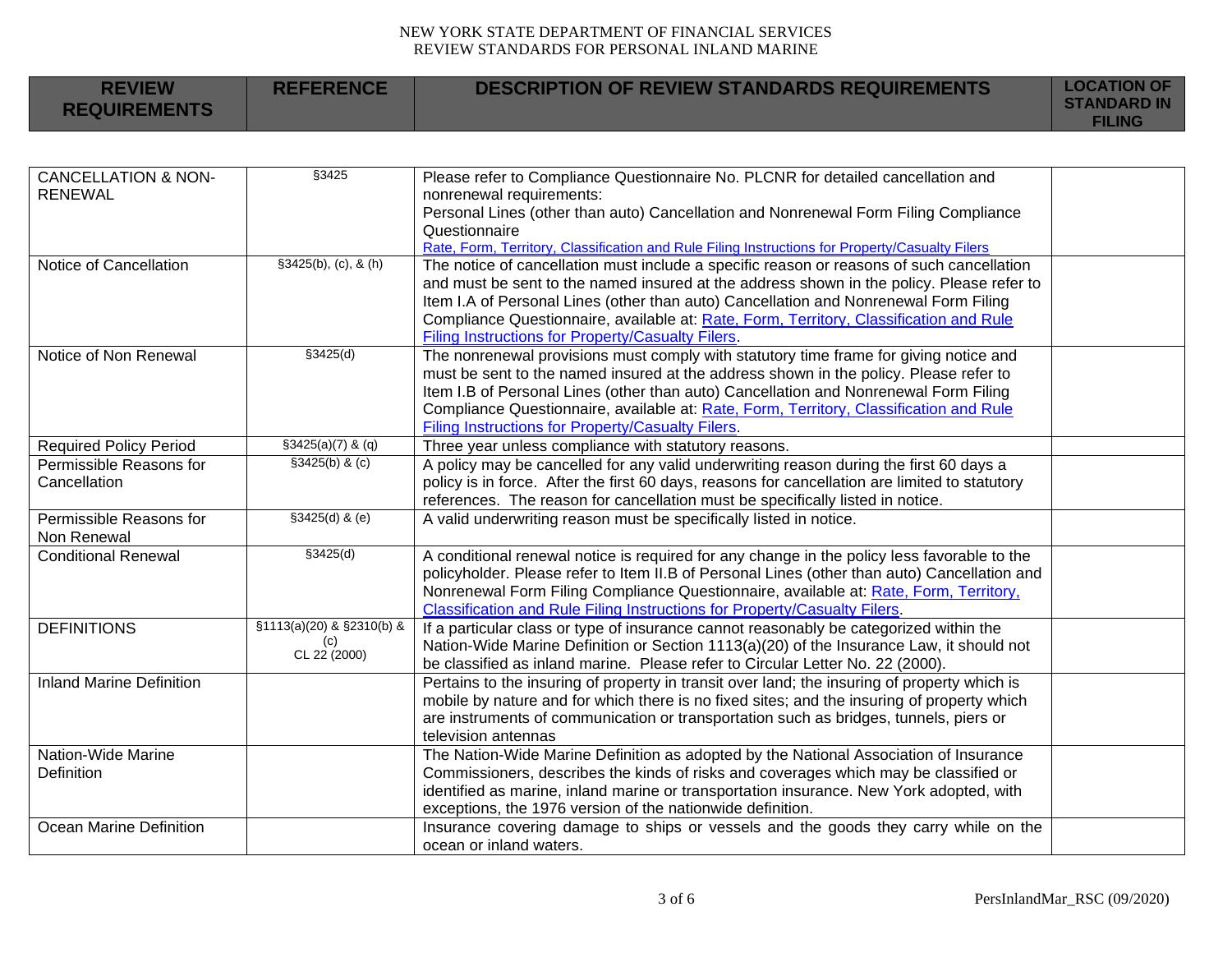| REVIEW REQUIREMENTS | REFERENCE | DESCRIPTION OF REVIEW STANDARDS REQUIREMENTS | LOCATION OF STANDARD IN FILING |
|---|---|---|---|
| CANCELLATION & NON-RENEWAL | §3425 | Please refer to Compliance Questionnaire No. PLCNR for detailed cancellation and nonrenewal requirements: Personal Lines (other than auto) Cancellation and Nonrenewal Form Filing Compliance Questionnaire Rate, Form, Territory, Classification and Rule Filing Instructions for Property/Casualty Filers | |
| Notice of Cancellation | §3425(b), (c), & (h) | The notice of cancellation must include a specific reason or reasons of such cancellation and must be sent to the named insured at the address shown in the policy. Please refer to Item I.A of Personal Lines (other than auto) Cancellation and Nonrenewal Form Filing Compliance Questionnaire, available at: Rate, Form, Territory, Classification and Rule Filing Instructions for Property/Casualty Filers. | |
| Notice of Non Renewal | §3425(d) | The nonrenewal provisions must comply with statutory time frame for giving notice and must be sent to the named insured at the address shown in the policy. Please refer to Item I.B of Personal Lines (other than auto) Cancellation and Nonrenewal Form Filing Compliance Questionnaire, available at: Rate, Form, Territory, Classification and Rule Filing Instructions for Property/Casualty Filers. | |
| Required Policy Period | §3425(a)(7) & (q) | Three year unless compliance with statutory reasons. | |
| Permissible Reasons for Cancellation | §3425(b) & (c) | A policy may be cancelled for any valid underwriting reason during the first 60 days a policy is in force. After the first 60 days, reasons for cancellation are limited to statutory references. The reason for cancellation must be specifically listed in notice. | |
| Permissible Reasons for Non Renewal | §3425(d) & (e) | A valid underwriting reason must be specifically listed in notice. | |
| Conditional Renewal | §3425(d) | A conditional renewal notice is required for any change in the policy less favorable to the policyholder. Please refer to Item II.B of Personal Lines (other than auto) Cancellation and Nonrenewal Form Filing Compliance Questionnaire, available at: Rate, Form, Territory, Classification and Rule Filing Instructions for Property/Casualty Filers. | |
| DEFINITIONS | §1113(a)(20) & §2310(b) & (c) CL 22 (2000) | If a particular class or type of insurance cannot reasonably be categorized within the Nation-Wide Marine Definition or Section 1113(a)(20) of the Insurance Law, it should not be classified as inland marine. Please refer to Circular Letter No. 22 (2000). | |
| Inland Marine Definition | | Pertains to the insuring of property in transit over land; the insuring of property which is mobile by nature and for which there is no fixed sites; and the insuring of property which are instruments of communication or transportation such as bridges, tunnels, piers or television antennas | |
| Nation-Wide Marine Definition | | The Nation-Wide Marine Definition as adopted by the National Association of Insurance Commissioners, describes the kinds of risks and coverages which may be classified or identified as marine, inland marine or transportation insurance. New York adopted, with exceptions, the 1976 version of the nationwide definition. | |
| Ocean Marine Definition | | Insurance covering damage to ships or vessels and the goods they carry while on the ocean or inland waters. | |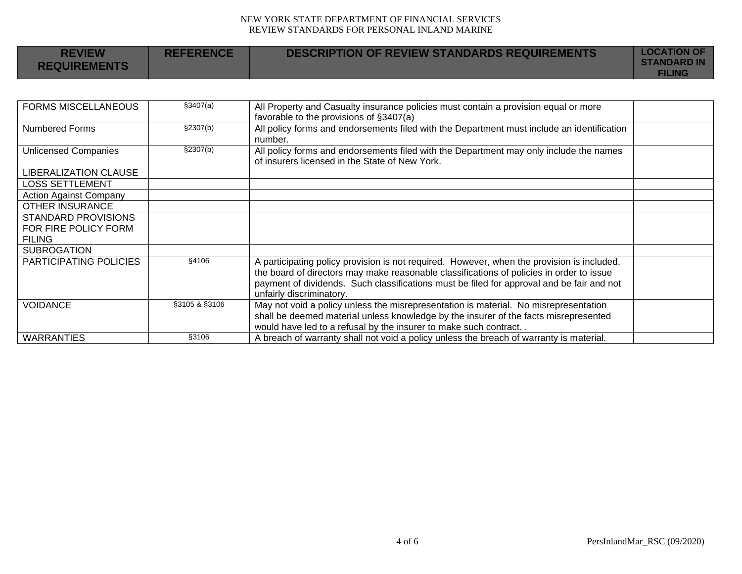| REVIEW REQUIREMENTS | REFERENCE | DESCRIPTION OF REVIEW STANDARDS REQUIREMENTS | LOCATION OF STANDARD IN FILING |
|---|---|---|---|
| FORMS MISCELLANEOUS | §3407(a) | All Property and Casualty insurance policies must contain a provision equal or more favorable to the provisions of §3407(a) | |
| Numbered Forms | §2307(b) | All policy forms and endorsements filed with the Department must include an identification number. | |
| Unlicensed Companies | §2307(b) | All policy forms and endorsements filed with the Department may only include the names of insurers licensed in the State of New York. | |
| LIBERALIZATION CLAUSE | | | |
| LOSS SETTLEMENT | | | |
| Action Against Company | | | |
| OTHER INSURANCE | | | |
| STANDARD PROVISIONS FOR FIRE POLICY FORM FILING | | | |
| SUBROGATION | | | |
| PARTICIPATING POLICIES | §4106 | A participating policy provision is not required. However, when the provision is included, the board of directors may make reasonable classifications of policies in order to issue payment of dividends. Such classifications must be filed for approval and be fair and not unfairly discriminatory. | |
| VOIDANCE | §3105 & §3106 | May not void a policy unless the misrepresentation is material. No misrepresentation shall be deemed material unless knowledge by the insurer of the facts misrepresented would have led to a refusal by the insurer to make such contract. . | |
| WARRANTIES | §3106 | A breach of warranty shall not void a policy unless the breach of warranty is material. | |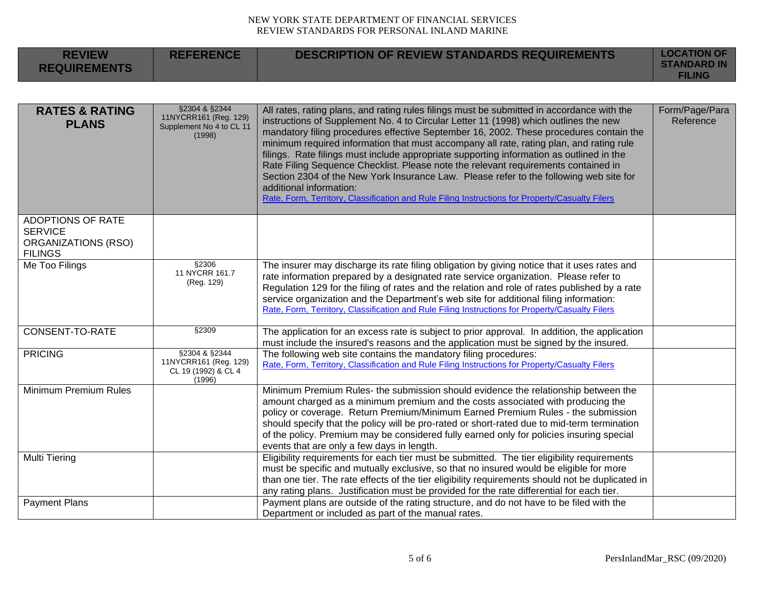| REVIEW REQUIREMENTS | REFERENCE | DESCRIPTION OF REVIEW STANDARDS REQUIREMENTS | LOCATION OF STANDARD IN FILING |
|---|---|---|---|
| **RATES & RATING PLANS** | §2304 & §2344 11NYCRR161 (Reg. 129) Supplement No 4 to CL 11 (1998) | All rates, rating plans, and rating rules filings must be submitted in accordance with the instructions of Supplement No. 4 to Circular Letter 11 (1998) which outlines the new mandatory filing procedures effective September 16, 2002. These procedures contain the minimum required information that must accompany all rate, rating plan, and rating rule filings. Rate filings must include appropriate supporting information as outlined in the Rate Filing Sequence Checklist. Please note the relevant requirements contained in Section 2304 of the New York Insurance Law. Please refer to the following web site for additional information: Rate, Form, Territory, Classification and Rule Filing Instructions for Property/Casualty Filers | Form/Page/Para Reference |
| ADOPTIONS OF RATE SERVICE ORGANIZATIONS (RSO) FILINGS | | | |
| Me Too Filings | §2306 11 NYCRR 161.7 (Reg. 129) | The insurer may discharge its rate filing obligation by giving notice that it uses rates and rate information prepared by a designated rate service organization. Please refer to Regulation 129 for the filing of rates and the relation and role of rates published by a rate service organization and the Department's web site for additional filing information: Rate, Form, Territory, Classification and Rule Filing Instructions for Property/Casualty Filers | |
| CONSENT-TO-RATE | §2309 | The application for an excess rate is subject to prior approval. In addition, the application must include the insured's reasons and the application must be signed by the insured. | |
| PRICING | §2304 & §2344 11NYCRR161 (Reg. 129) CL 19 (1992) & CL 4 (1996) | The following web site contains the mandatory filing procedures: Rate, Form, Territory, Classification and Rule Filing Instructions for Property/Casualty Filers | |
| Minimum Premium Rules | | Minimum Premium Rules- the submission should evidence the relationship between the amount charged as a minimum premium and the costs associated with producing the policy or coverage. Return Premium/Minimum Earned Premium Rules - the submission should specify that the policy will be pro-rated or short-rated due to mid-term termination of the policy. Premium may be considered fully earned only for policies insuring special events that are only a few days in length. | |
| Multi Tiering | | Eligibility requirements for each tier must be submitted. The tier eligibility requirements must be specific and mutually exclusive, so that no insured would be eligible for more than one tier. The rate effects of the tier eligibility requirements should not be duplicated in any rating plans. Justification must be provided for the rate differential for each tier. | |
| Payment Plans | | Payment plans are outside of the rating structure, and do not have to be filed with the Department or included as part of the manual rates. | |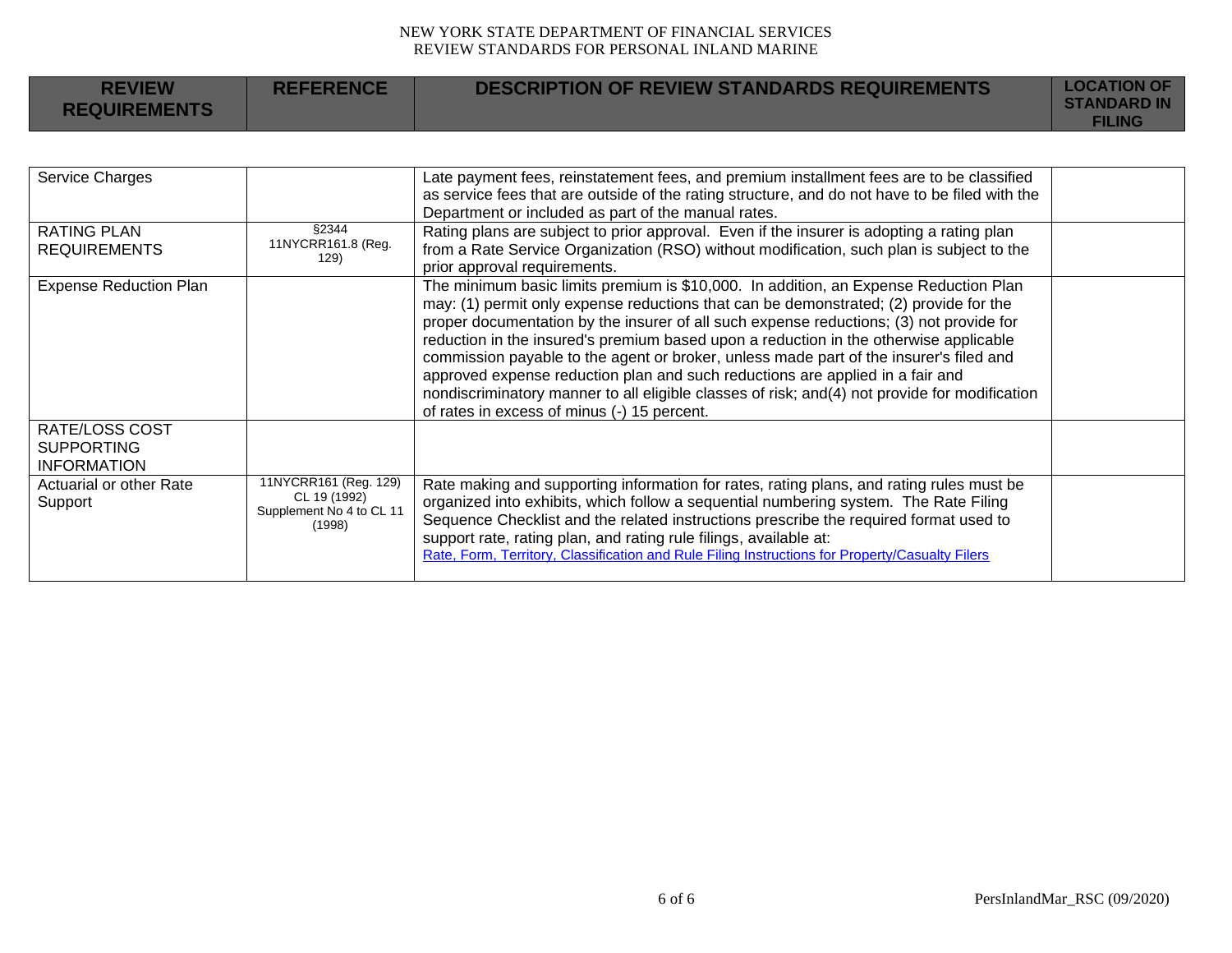| REVIEW REQUIREMENTS | REFERENCE | DESCRIPTION OF REVIEW STANDARDS REQUIREMENTS | LOCATION OF STANDARD IN FILING |
|---|---|---|---|
| Service Charges | | Late payment fees, reinstatement fees, and premium installment fees are to be classified as service fees that are outside of the rating structure, and do not have to be filed with the Department or included as part of the manual rates. | |
| RATING PLAN REQUIREMENTS | §2344 11NYCRR161.8 (Reg. 129) | Rating plans are subject to prior approval. Even if the insurer is adopting a rating plan from a Rate Service Organization (RSO) without modification, such plan is subject to the prior approval requirements. | |
| Expense Reduction Plan | | The minimum basic limits premium is $10,000. In addition, an Expense Reduction Plan may: (1) permit only expense reductions that can be demonstrated; (2) provide for the proper documentation by the insurer of all such expense reductions; (3) not provide for reduction in the insured's premium based upon a reduction in the otherwise applicable commission payable to the agent or broker, unless made part of the insurer's filed and approved expense reduction plan and such reductions are applied in a fair and nondiscriminatory manner to all eligible classes of risk; and(4) not provide for modification of rates in excess of minus (-) 15 percent. | |
| RATE/LOSS COST SUPPORTING INFORMATION | | | |
| Actuarial or other Rate Support | 11NYCRR161 (Reg. 129) CL 19 (1992) Supplement No 4 to CL 11 (1998) | Rate making and supporting information for rates, rating plans, and rating rules must be organized into exhibits, which follow a sequential numbering system. The Rate Filing Sequence Checklist and the related instructions prescribe the required format used to support rate, rating plan, and rating rule filings, available at: Rate, Form, Territory, Classification and Rule Filing Instructions for Property/Casualty Filers | |